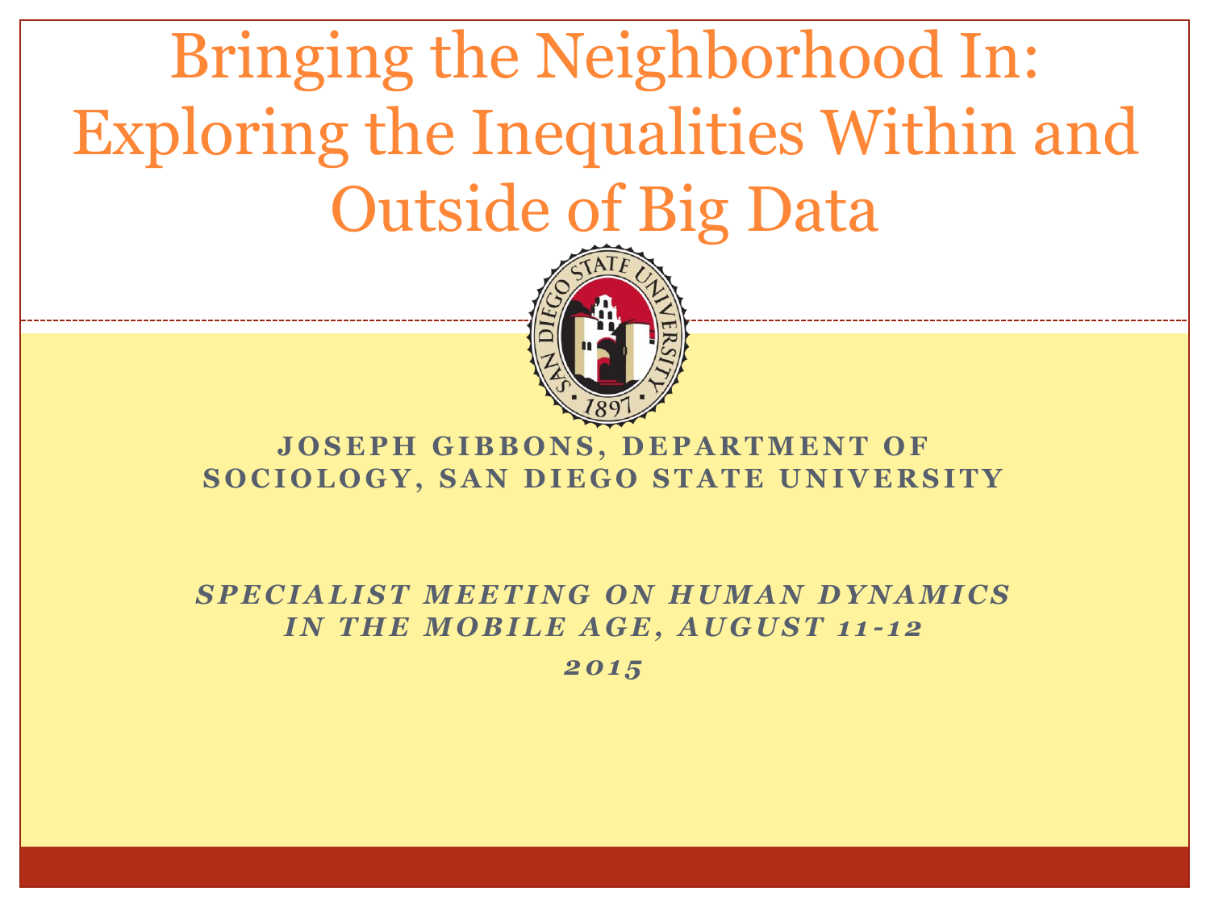# Bringing the Neighborhood In: Exploring the Inequalities Within and Outside of Big Data

**JOSEPH GIBBONS, DEPARTMENT OF SOCIOLOGY, SAN DIEGO STATE UNIVERSITY**

***SPECIALIST MEETING ON HUMAN DYNAMICS IN THE MOBILE AGE, AUGUST 11-12 2015***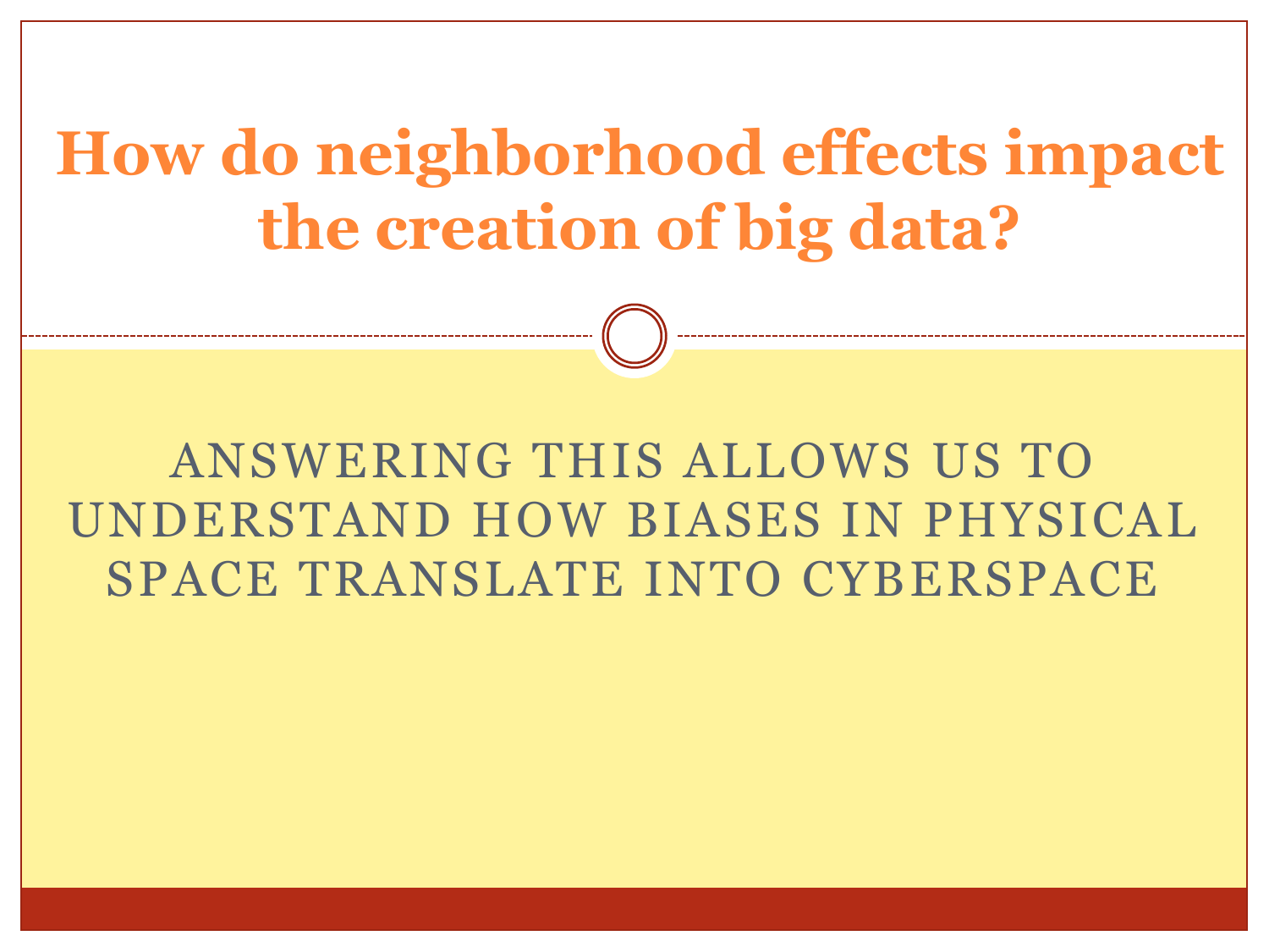# How do neighborhood effects impact the creation of big data?

ANSWERING THIS ALLOWS US TO UNDERSTAND HOW BIASES IN PHYSICAL SPACE TRANSLATE INTO CYBERSPACE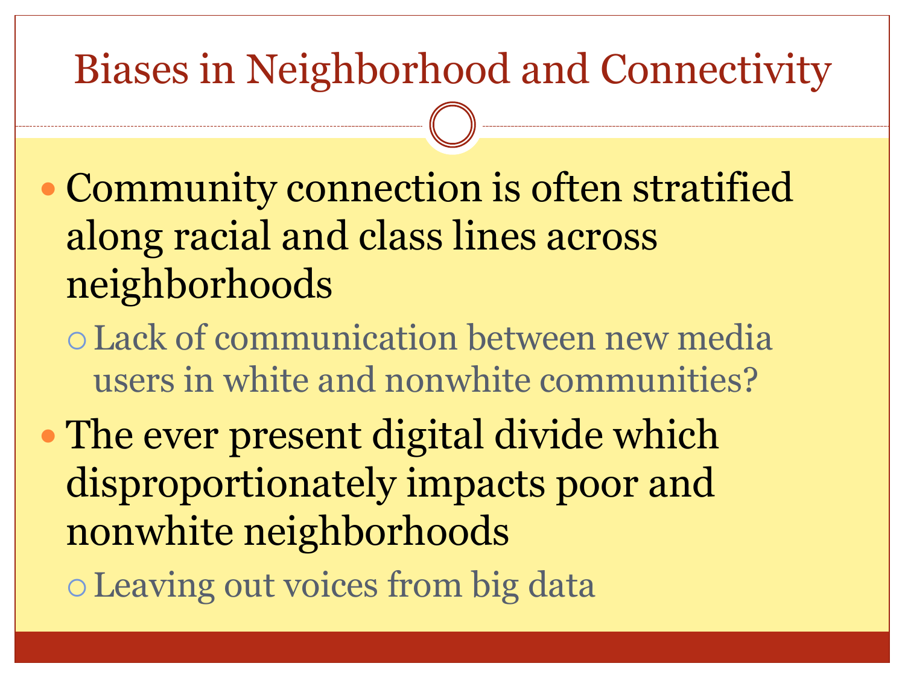# Biases in Neighborhood and Connectivity

- Community connection is often stratified along racial and class lines across neighborhoods
  - Lack of communication between new media users in white and nonwhite communities?
- The ever present digital divide which disproportionately impacts poor and nonwhite neighborhoods
  - Leaving out voices from big data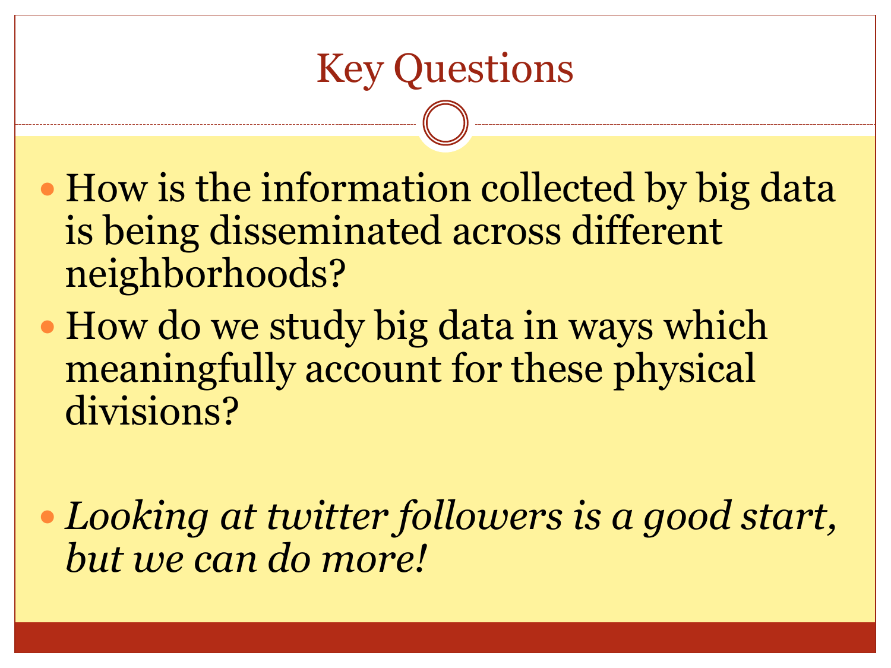# Key Questions

- How is the information collected by big data is being disseminated across different neighborhoods?
- How do we study big data in ways which meaningfully account for these physical divisions?
- *Looking at twitter followers is a good start, but we can do more!*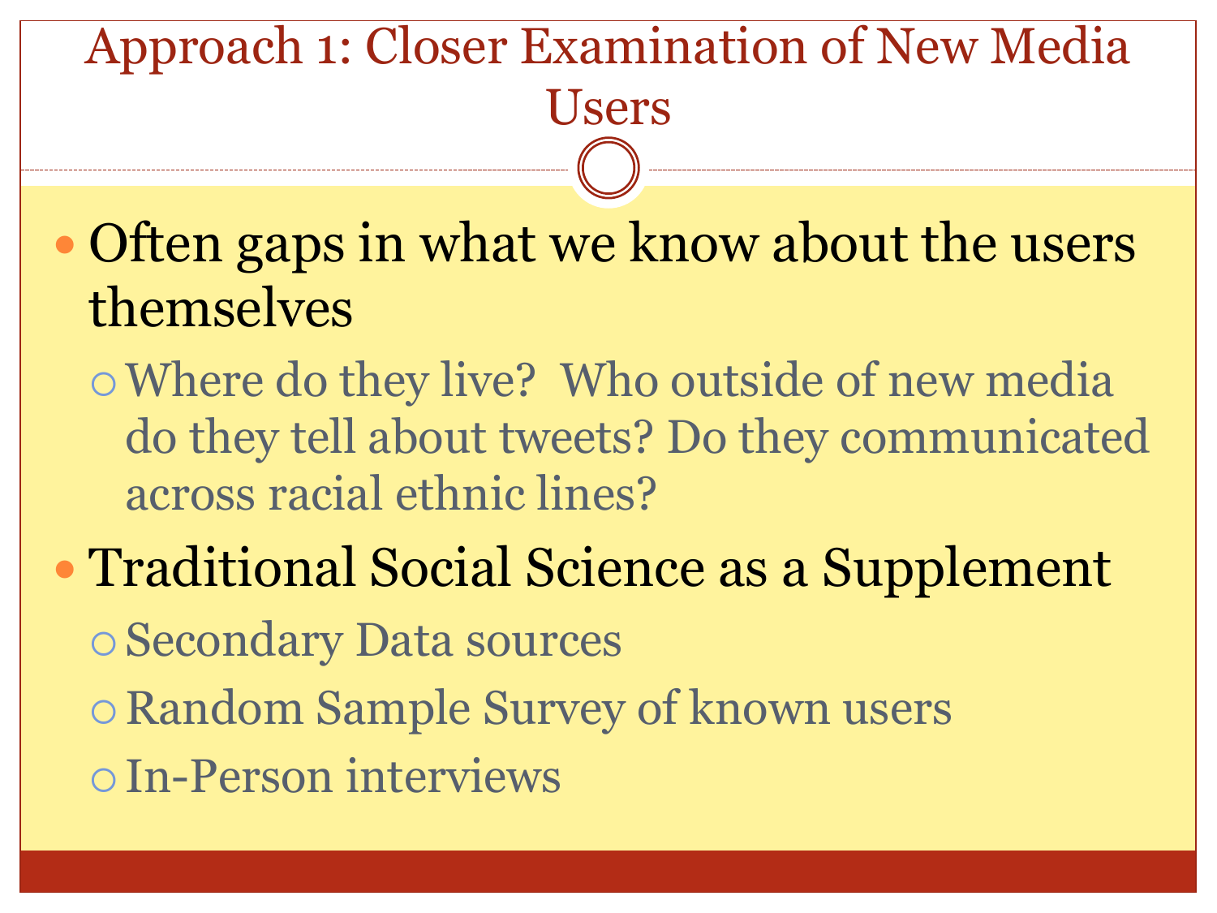# Approach 1: Closer Examination of New Media Users

- Often gaps in what we know about the users themselves
  - Where do they live? Who outside of new media do they tell about tweets? Do they communicated across racial ethnic lines?
- Traditional Social Science as a Supplement
  - Secondary Data sources
  - Random Sample Survey of known users
  - In-Person interviews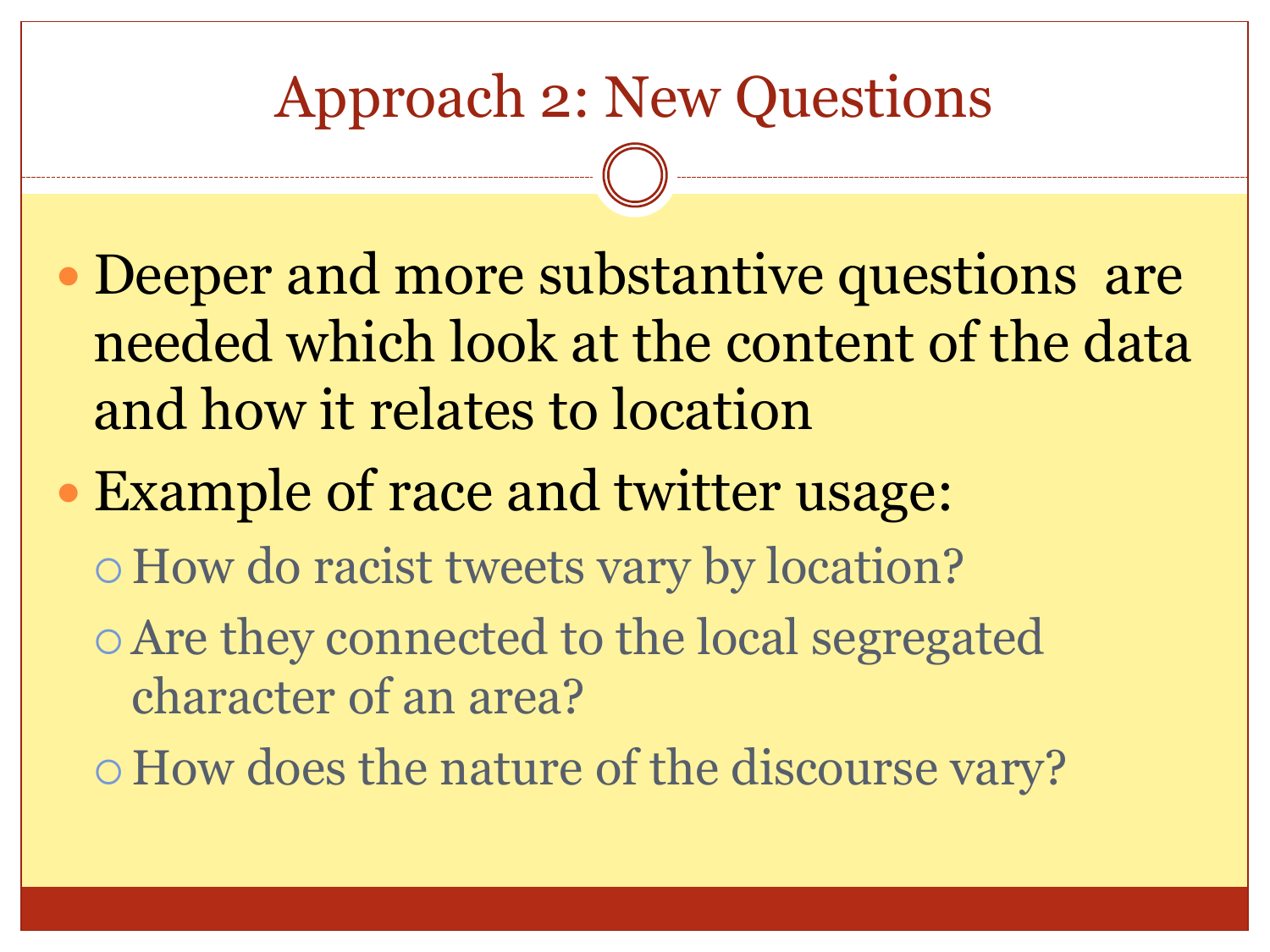# Approach 2: New Questions

- Deeper and more substantive questions are needed which look at the content of the data and how it relates to location
- Example of race and twitter usage:
  - How do racist tweets vary by location?
  - Are they connected to the local segregated character of an area?
  - How does the nature of the discourse vary?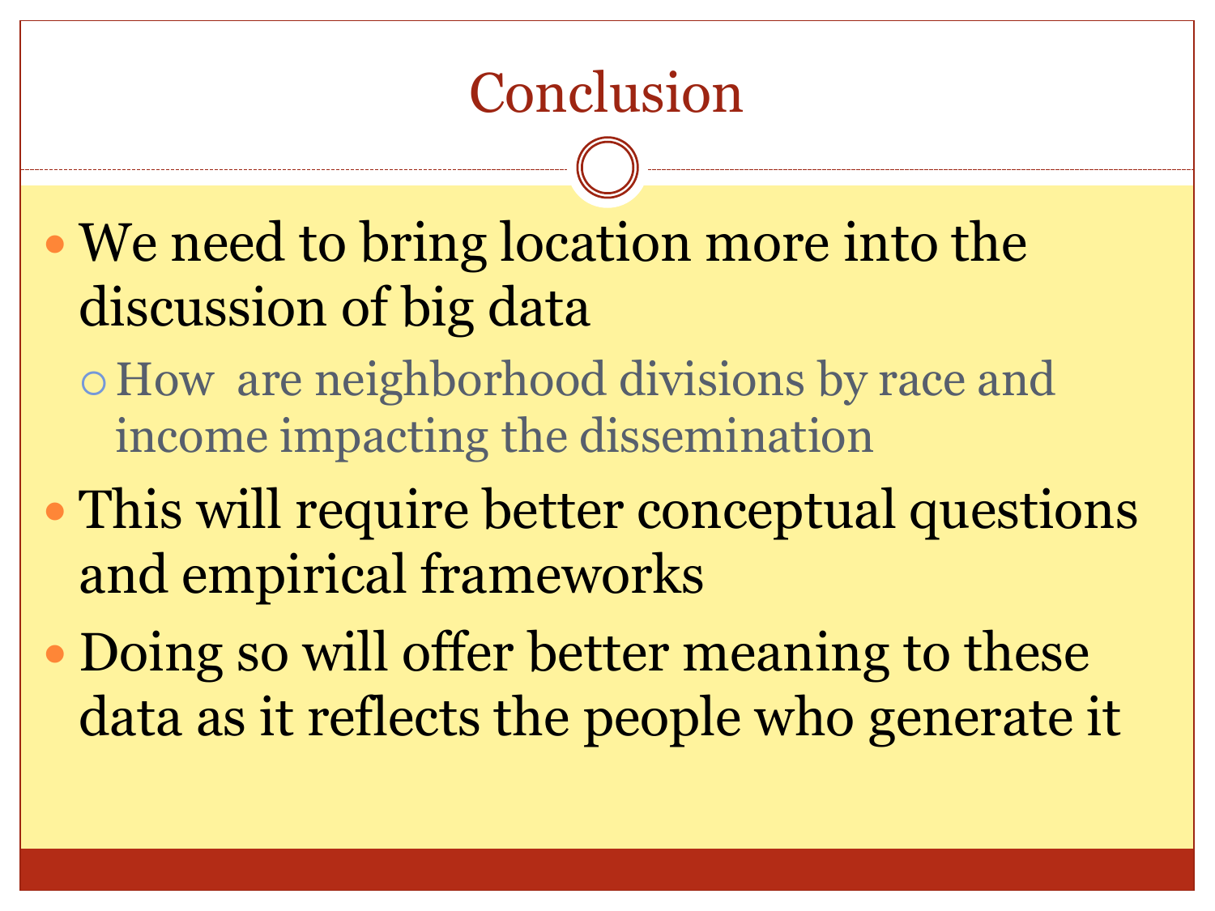# Conclusion

- We need to bring location more into the discussion of big data
  - How  are neighborhood divisions by race and income impacting the dissemination
- This will require better conceptual questions and empirical frameworks
- Doing so will offer better meaning to these data as it reflects the people who generate it